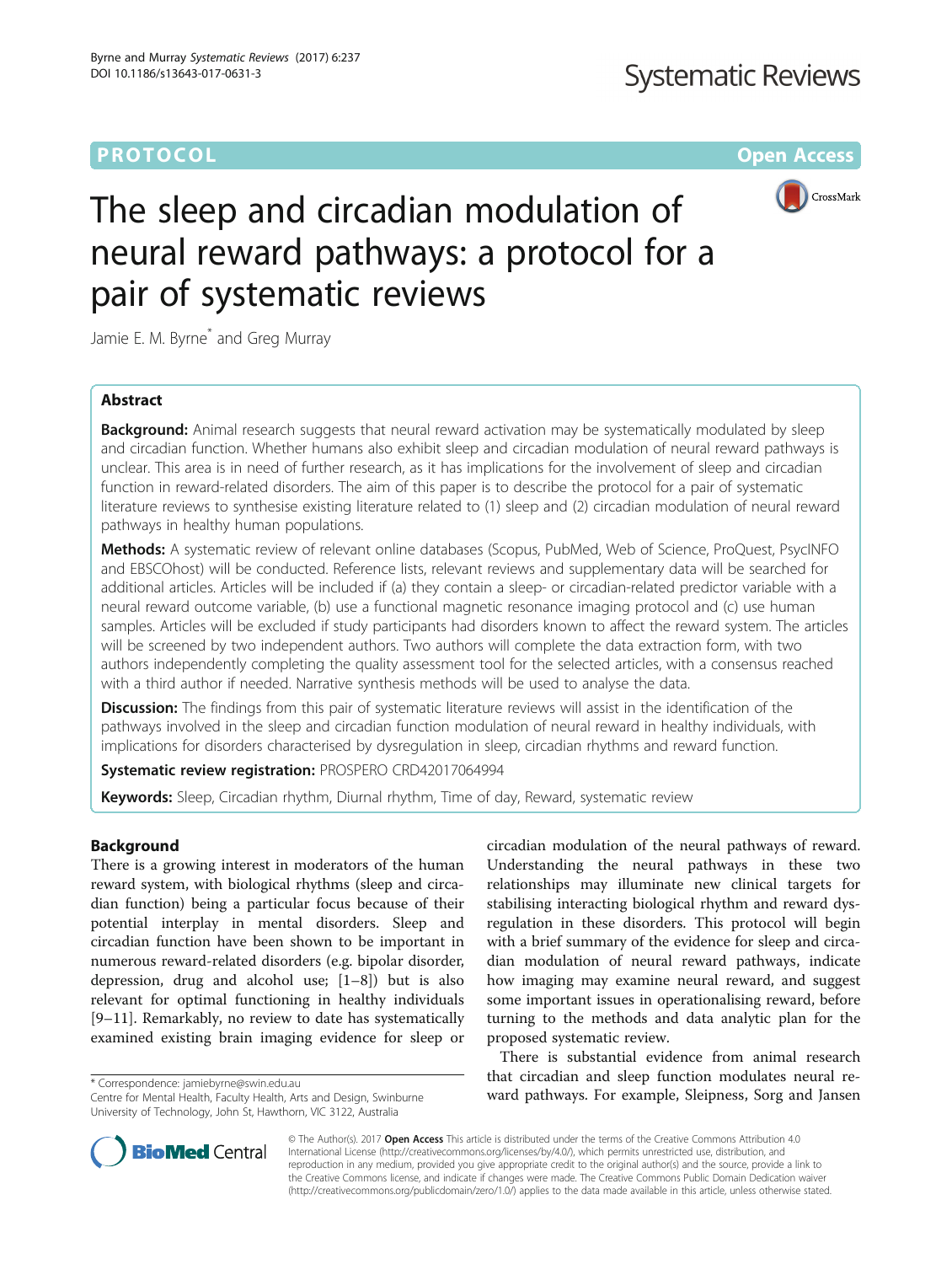PROTOCOL

Open Access

# The sleep and circadian modulation of neural reward pathways: a protocol for a pair of systematic reviews

Jamie E. M. Byrne* and Greg Murray

## Abstract

**Background:** Animal research suggests that neural reward activation may be systematically modulated by sleep and circadian function. Whether humans also exhibit sleep and circadian modulation of neural reward pathways is unclear. This area is in need of further research, as it has implications for the involvement of sleep and circadian function in reward-related disorders. The aim of this paper is to describe the protocol for a pair of systematic literature reviews to synthesise existing literature related to (1) sleep and (2) circadian modulation of neural reward pathways in healthy human populations.

**Methods:** A systematic review of relevant online databases (Scopus, PubMed, Web of Science, ProQuest, PsycINFO and EBSCOhost) will be conducted. Reference lists, relevant reviews and supplementary data will be searched for additional articles. Articles will be included if (a) they contain a sleep- or circadian-related predictor variable with a neural reward outcome variable, (b) use a functional magnetic resonance imaging protocol and (c) use human samples. Articles will be excluded if study participants had disorders known to affect the reward system. The articles will be screened by two independent authors. Two authors will complete the data extraction form, with two authors independently completing the quality assessment tool for the selected articles, with a consensus reached with a third author if needed. Narrative synthesis methods will be used to analyse the data.

**Discussion:** The findings from this pair of systematic literature reviews will assist in the identification of the pathways involved in the sleep and circadian function modulation of neural reward in healthy individuals, with implications for disorders characterised by dysregulation in sleep, circadian rhythms and reward function.

**Systematic review registration:** PROSPERO CRD42017064994

**Keywords:** Sleep, Circadian rhythm, Diurnal rhythm, Time of day, Reward, systematic review

## Background

There is a growing interest in moderators of the human reward system, with biological rhythms (sleep and circadian function) being a particular focus because of their potential interplay in mental disorders. Sleep and circadian function have been shown to be important in numerous reward-related disorders (e.g. bipolar disorder, depression, drug and alcohol use; [1–8]) but is also relevant for optimal functioning in healthy individuals [9–11]. Remarkably, no review to date has systematically examined existing brain imaging evidence for sleep or circadian modulation of the neural pathways of reward. Understanding the neural pathways in these two relationships may illuminate new clinical targets for stabilising interacting biological rhythm and reward dysregulation in these disorders. This protocol will begin with a brief summary of the evidence for sleep and circadian modulation of neural reward pathways, indicate how imaging may examine neural reward, and suggest some important issues in operationalising reward, before turning to the methods and data analytic plan for the proposed systematic review.

There is substantial evidence from animal research that circadian and sleep function modulates neural reward pathways. For example, Sleipness, Sorg and Jansen

* Correspondence: jamiebyrne@swin.edu.au
Centre for Mental Health, Faculty Health, Arts and Design, Swinburne University of Technology, John St, Hawthorn, VIC 3122, Australia

© The Author(s). 2017 **Open Access** This article is distributed under the terms of the Creative Commons Attribution 4.0 International License (http://creativecommons.org/licenses/by/4.0/), which permits unrestricted use, distribution, and reproduction in any medium, provided you give appropriate credit to the original author(s) and the source, provide a link to the Creative Commons license, and indicate if changes were made. The Creative Commons Public Domain Dedication waiver (http://creativecommons.org/publicdomain/zero/1.0/) applies to the data made available in this article, unless otherwise stated.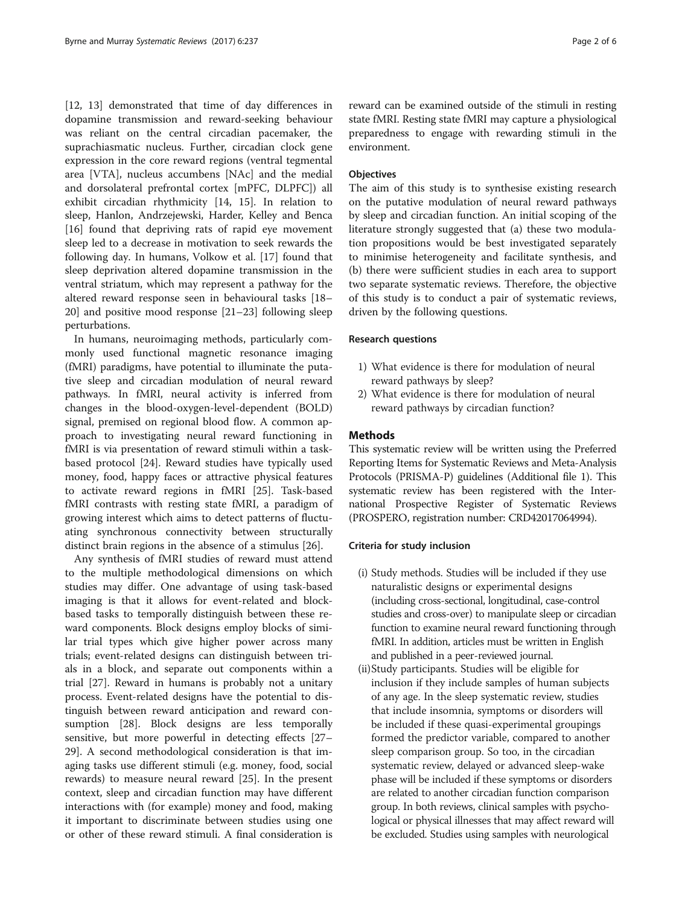[12, 13] demonstrated that time of day differences in dopamine transmission and reward-seeking behaviour was reliant on the central circadian pacemaker, the suprachiasmatic nucleus. Further, circadian clock gene expression in the core reward regions (ventral tegmental area [VTA], nucleus accumbens [NAc] and the medial and dorsolateral prefrontal cortex [mPFC, DLPFC]) all exhibit circadian rhythmicity [14, 15]. In relation to sleep, Hanlon, Andrzejewski, Harder, Kelley and Benca [16] found that depriving rats of rapid eye movement sleep led to a decrease in motivation to seek rewards the following day. In humans, Volkow et al. [17] found that sleep deprivation altered dopamine transmission in the ventral striatum, which may represent a pathway for the altered reward response seen in behavioural tasks [18–20] and positive mood response [21–23] following sleep perturbations.

In humans, neuroimaging methods, particularly commonly used functional magnetic resonance imaging (fMRI) paradigms, have potential to illuminate the putative sleep and circadian modulation of neural reward pathways. In fMRI, neural activity is inferred from changes in the blood-oxygen-level-dependent (BOLD) signal, premised on regional blood flow. A common approach to investigating neural reward functioning in fMRI is via presentation of reward stimuli within a task-based protocol [24]. Reward studies have typically used money, food, happy faces or attractive physical features to activate reward regions in fMRI [25]. Task-based fMRI contrasts with resting state fMRI, a paradigm of growing interest which aims to detect patterns of fluctuating synchronous connectivity between structurally distinct brain regions in the absence of a stimulus [26].

Any synthesis of fMRI studies of reward must attend to the multiple methodological dimensions on which studies may differ. One advantage of using task-based imaging is that it allows for event-related and block-based tasks to temporally distinguish between these reward components. Block designs employ blocks of similar trial types which give higher power across many trials; event-related designs can distinguish between trials in a block, and separate out components within a trial [27]. Reward in humans is probably not a unitary process. Event-related designs have the potential to distinguish between reward anticipation and reward consumption [28]. Block designs are less temporally sensitive, but more powerful in detecting effects [27–29]. A second methodological consideration is that imaging tasks use different stimuli (e.g. money, food, social rewards) to measure neural reward [25]. In the present context, sleep and circadian function may have different interactions with (for example) money and food, making it important to discriminate between studies using one or other of these reward stimuli. A final consideration is reward can be examined outside of the stimuli in resting state fMRI. Resting state fMRI may capture a physiological preparedness to engage with rewarding stimuli in the environment.

### Objectives

The aim of this study is to synthesise existing research on the putative modulation of neural reward pathways by sleep and circadian function. An initial scoping of the literature strongly suggested that (a) these two modulation propositions would be best investigated separately to minimise heterogeneity and facilitate synthesis, and (b) there were sufficient studies in each area to support two separate systematic reviews. Therefore, the objective of this study is to conduct a pair of systematic reviews, driven by the following questions.

### Research questions

1) What evidence is there for modulation of neural reward pathways by sleep?
2) What evidence is there for modulation of neural reward pathways by circadian function?

## Methods

This systematic review will be written using the Preferred Reporting Items for Systematic Reviews and Meta-Analysis Protocols (PRISMA-P) guidelines (Additional file 1). This systematic review has been registered with the International Prospective Register of Systematic Reviews (PROSPERO, registration number: CRD42017064994).

### Criteria for study inclusion

(i) Study methods. Studies will be included if they use naturalistic designs or experimental designs (including cross-sectional, longitudinal, case-control studies and cross-over) to manipulate sleep or circadian function to examine neural reward functioning through fMRI. In addition, articles must be written in English and published in a peer-reviewed journal.

(ii) Study participants. Studies will be eligible for inclusion if they include samples of human subjects of any age. In the sleep systematic review, studies that include insomnia, symptoms or disorders will be included if these quasi-experimental groupings formed the predictor variable, compared to another sleep comparison group. So too, in the circadian systematic review, delayed or advanced sleep-wake phase will be included if these symptoms or disorders are related to another circadian function comparison group. In both reviews, clinical samples with psychological or physical illnesses that may affect reward will be excluded. Studies using samples with neurological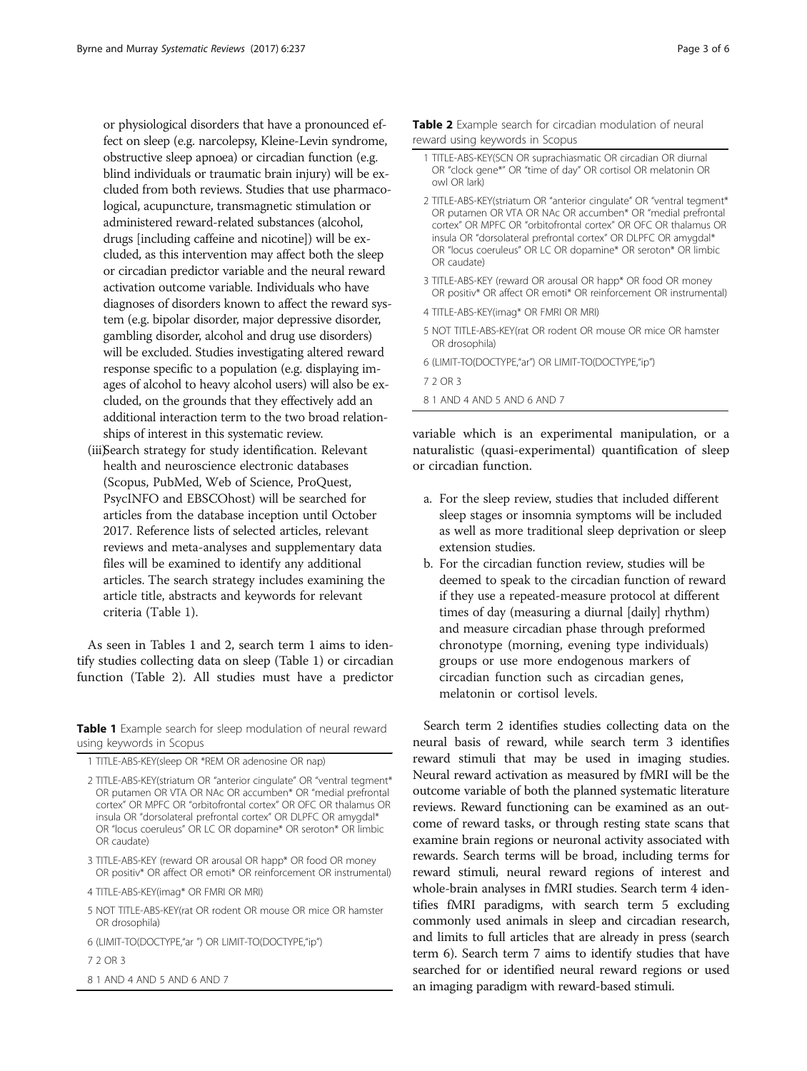or physiological disorders that have a pronounced effect on sleep (e.g. narcolepsy, Kleine-Levin syndrome, obstructive sleep apnoea) or circadian function (e.g. blind individuals or traumatic brain injury) will be excluded from both reviews. Studies that use pharmacological, acupuncture, transmagnetic stimulation or administered reward-related substances (alcohol, drugs [including caffeine and nicotine]) will be excluded, as this intervention may affect both the sleep or circadian predictor variable and the neural reward activation outcome variable. Individuals who have diagnoses of disorders known to affect the reward system (e.g. bipolar disorder, major depressive disorder, gambling disorder, alcohol and drug use disorders) will be excluded. Studies investigating altered reward response specific to a population (e.g. displaying images of alcohol to heavy alcohol users) will also be excluded, on the grounds that they effectively add an additional interaction term to the two broad relationships of interest in this systematic review.

(iii) Search strategy for study identification. Relevant health and neuroscience electronic databases (Scopus, PubMed, Web of Science, ProQuest, PsycINFO and EBSCOhost) will be searched for articles from the database inception until October 2017. Reference lists of selected articles, relevant reviews and meta-analyses and supplementary data files will be examined to identify any additional articles. The search strategy includes examining the article title, abstracts and keywords for relevant criteria (Table 1).

As seen in Tables 1 and 2, search term 1 aims to identify studies collecting data on sleep (Table 1) or circadian function (Table 2). All studies must have a predictor variable which is an experimental manipulation, or a naturalistic (quasi-experimental) quantification of sleep or circadian function.

a. For the sleep review, studies that included different sleep stages or insomnia symptoms will be included as well as more traditional sleep deprivation or sleep extension studies.
b. For the circadian function review, studies will be deemed to speak to the circadian function of reward if they use a repeated-measure protocol at different times of day (measuring a diurnal [daily] rhythm) and measure circadian phase through preformed chronotype (morning, evening type individuals) groups or use more endogenous markers of circadian function such as circadian genes, melatonin or cortisol levels.

**Table 1** Example search for sleep modulation of neural reward using keywords in Scopus

1 TITLE-ABS-KEY(sleep OR *REM OR adenosine OR nap)

2 TITLE-ABS-KEY(striatum OR "anterior cingulate" OR "ventral tegment*" OR putamen OR VTA OR NAc OR accumben* OR "medial prefrontal cortex" OR MPFC OR "orbitofrontal cortex" OR OFC OR thalamus OR insula OR "dorsolateral prefrontal cortex" OR DLPFC OR amygdal* OR "locus coeruleus" OR LC OR dopamine* OR seroton* OR limbic OR caudate)

3 TITLE-ABS-KEY (reward OR arousal OR happ* OR food OR money OR positiv* OR affect OR emoti* OR reinforcement OR instrumental)

4 TITLE-ABS-KEY(imag* OR FMRI OR MRI)

5 NOT TITLE-ABS-KEY(rat OR rodent OR mouse OR mice OR hamster OR drosophila)

6 (LIMIT-TO(DOCTYPE,"ar ") OR LIMIT-TO(DOCTYPE,"ip")

7 2 OR 3

8 1 AND 4 AND 5 AND 6 AND 7

**Table 2** Example search for circadian modulation of neural reward using keywords in Scopus

1 TITLE-ABS-KEY(SCN OR suprachiasmatic OR circadian OR diurnal OR "clock gene*" OR "time of day" OR cortisol OR melatonin OR owl OR lark)

2 TITLE-ABS-KEY(striatum OR "anterior cingulate" OR "ventral tegment*" OR putamen OR VTA OR NAc OR accumben* OR "medial prefrontal cortex" OR MPFC OR "orbitofrontal cortex" OR OFC OR thalamus OR insula OR "dorsolateral prefrontal cortex" OR DLPFC OR amygdal* OR "locus coeruleus" OR LC OR dopamine* OR seroton* OR limbic OR caudate)

3 TITLE-ABS-KEY (reward OR arousal OR happ* OR food OR money OR positiv* OR affect OR emoti* OR reinforcement OR instrumental)

4 TITLE-ABS-KEY(imag* OR FMRI OR MRI)

5 NOT TITLE-ABS-KEY(rat OR rodent OR mouse OR mice OR hamster OR drosophila)

6 (LIMIT-TO(DOCTYPE,"ar") OR LIMIT-TO(DOCTYPE,"ip")

7 2 OR 3

8 1 AND 4 AND 5 AND 6 AND 7

Search term 2 identifies studies collecting data on the neural basis of reward, while search term 3 identifies reward stimuli that may be used in imaging studies. Neural reward activation as measured by fMRI will be the outcome variable of both the planned systematic literature reviews. Reward functioning can be examined as an outcome of reward tasks, or through resting state scans that examine brain regions or neuronal activity associated with rewards. Search terms will be broad, including terms for reward stimuli, neural reward regions of interest and whole-brain analyses in fMRI studies. Search term 4 identifies fMRI paradigms, with search term 5 excluding commonly used animals in sleep and circadian research, and limits to full articles that are already in press (search term 6). Search term 7 aims to identify studies that have searched for or identified neural reward regions or used an imaging paradigm with reward-based stimuli.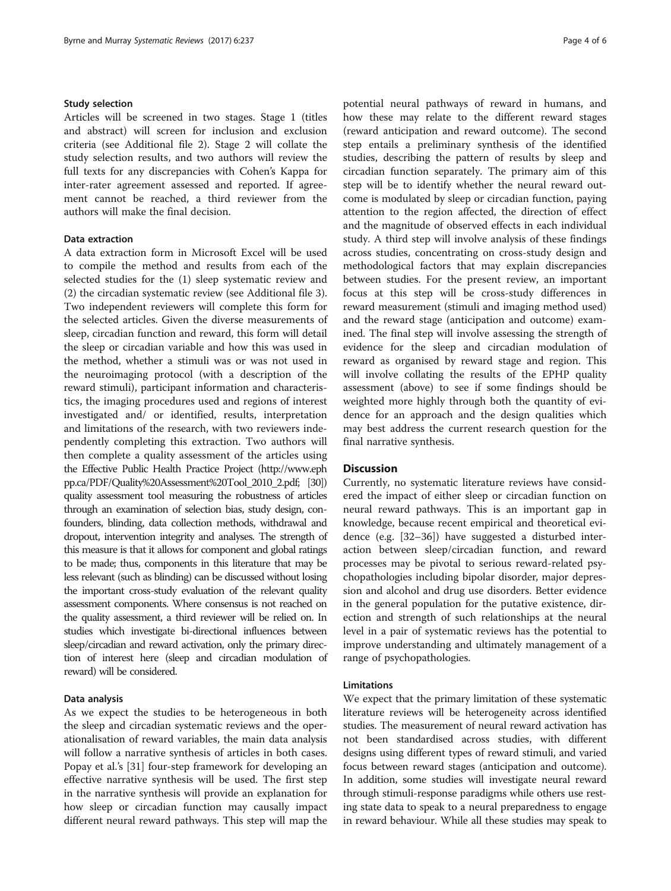### Study selection

Articles will be screened in two stages. Stage 1 (titles and abstract) will screen for inclusion and exclusion criteria (see Additional file 2). Stage 2 will collate the study selection results, and two authors will review the full texts for any discrepancies with Cohen's Kappa for inter-rater agreement assessed and reported. If agreement cannot be reached, a third reviewer from the authors will make the final decision.

### Data extraction

A data extraction form in Microsoft Excel will be used to compile the method and results from each of the selected studies for the (1) sleep systematic review and (2) the circadian systematic review (see Additional file 3). Two independent reviewers will complete this form for the selected articles. Given the diverse measurements of sleep, circadian function and reward, this form will detail the sleep or circadian variable and how this was used in the method, whether a stimuli was or was not used in the neuroimaging protocol (with a description of the reward stimuli), participant information and characteristics, the imaging procedures used and regions of interest investigated and/ or identified, results, interpretation and limitations of the research, with two reviewers independently completing this extraction. Two authors will then complete a quality assessment of the articles using the Effective Public Health Practice Project (http://www.ephpp.ca/PDF/Quality%20Assessment%20Tool_2010_2.pdf; [30]) quality assessment tool measuring the robustness of articles through an examination of selection bias, study design, confounders, blinding, data collection methods, withdrawal and dropout, intervention integrity and analyses. The strength of this measure is that it allows for component and global ratings to be made; thus, components in this literature that may be less relevant (such as blinding) can be discussed without losing the important cross-study evaluation of the relevant quality assessment components. Where consensus is not reached on the quality assessment, a third reviewer will be relied on. In studies which investigate bi-directional influences between sleep/circadian and reward activation, only the primary direction of interest here (sleep and circadian modulation of reward) will be considered.

### Data analysis

As we expect the studies to be heterogeneous in both the sleep and circadian systematic reviews and the operationalisation of reward variables, the main data analysis will follow a narrative synthesis of articles in both cases. Popay et al.'s [31] four-step framework for developing an effective narrative synthesis will be used. The first step in the narrative synthesis will provide an explanation for how sleep or circadian function may causally impact different neural reward pathways. This step will map the potential neural pathways of reward in humans, and how these may relate to the different reward stages (reward anticipation and reward outcome). The second step entails a preliminary synthesis of the identified studies, describing the pattern of results by sleep and circadian function separately. The primary aim of this step will be to identify whether the neural reward outcome is modulated by sleep or circadian function, paying attention to the region affected, the direction of effect and the magnitude of observed effects in each individual study. A third step will involve analysis of these findings across studies, concentrating on cross-study design and methodological factors that may explain discrepancies between studies. For the present review, an important focus at this step will be cross-study differences in reward measurement (stimuli and imaging method used) and the reward stage (anticipation and outcome) examined. The final step will involve assessing the strength of evidence for the sleep and circadian modulation of reward as organised by reward stage and region. This will involve collating the results of the EPHP quality assessment (above) to see if some findings should be weighted more highly through both the quantity of evidence for an approach and the design qualities which may best address the current research question for the final narrative synthesis.

## Discussion

Currently, no systematic literature reviews have considered the impact of either sleep or circadian function on neural reward pathways. This is an important gap in knowledge, because recent empirical and theoretical evidence (e.g. [32–36]) have suggested a disturbed interaction between sleep/circadian function, and reward processes may be pivotal to serious reward-related psychopathologies including bipolar disorder, major depression and alcohol and drug use disorders. Better evidence in the general population for the putative existence, direction and strength of such relationships at the neural level in a pair of systematic reviews has the potential to improve understanding and ultimately management of a range of psychopathologies.

### Limitations

We expect that the primary limitation of these systematic literature reviews will be heterogeneity across identified studies. The measurement of neural reward activation has not been standardised across studies, with different designs using different types of reward stimuli, and varied focus between reward stages (anticipation and outcome). In addition, some studies will investigate neural reward through stimuli-response paradigms while others use resting state data to speak to a neural preparedness to engage in reward behaviour. While all these studies may speak to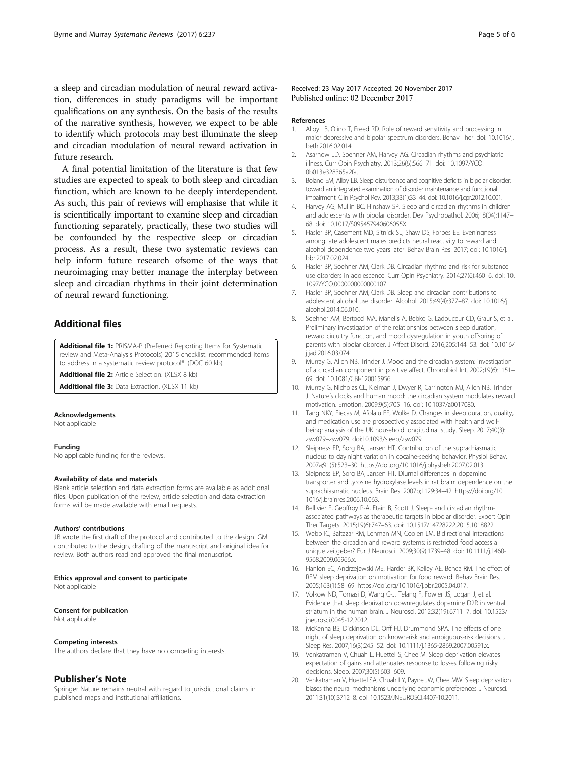a sleep and circadian modulation of neural reward activation, differences in study paradigms will be important qualifications on any synthesis. On the basis of the results of the narrative synthesis, however, we expect to be able to identify which protocols may best illuminate the sleep and circadian modulation of neural reward activation in future research.

A final potential limitation of the literature is that few studies are expected to speak to both sleep and circadian function, which are known to be deeply interdependent. As such, this pair of reviews will emphasise that while it is scientifically important to examine sleep and circadian functioning separately, practically, these two studies will be confounded by the respective sleep or circadian process. As a result, these two systematic reviews can help inform future research ofsome of the ways that neuroimaging may better manage the interplay between sleep and circadian rhythms in their joint determination of neural reward functioning.

## Additional files

**Additional file 1:** PRISMA-P (Preferred Reporting Items for Systematic review and Meta-Analysis Protocols) 2015 checklist: recommended items to address in a systematic review protocol*. (DOC 60 kb)

**Additional file 2:** Article Selection. (XLSX 8 kb)

**Additional file 3:** Data Extraction. (XLSX 11 kb)

#### Acknowledgements
Not applicable

#### Funding
No applicable funding for the reviews.

#### Availability of data and materials
Blank article selection and data extraction forms are available as additional files. Upon publication of the review, article selection and data extraction forms will be made available with email requests.

#### Authors' contributions
JB wrote the first draft of the protocol and contributed to the design. GM contributed to the design, drafting of the manuscript and original idea for review. Both authors read and approved the final manuscript.

#### Ethics approval and consent to participate
Not applicable

#### Consent for publication
Not applicable

#### Competing interests
The authors declare that they have no competing interests.

## Publisher's Note
Springer Nature remains neutral with regard to jurisdictional claims in published maps and institutional affiliations.

Received: 23 May 2017 Accepted: 20 November 2017
Published online: 02 December 2017

#### References

1. Alloy LB, Olino T, Freed RD. Role of reward sensitivity and processing in major depressive and bipolar spectrum disorders. Behav Ther. doi: 10.1016/j.beth.2016.02.014.
2. Asarnow LD, Soehner AM, Harvey AG. Circadian rhythms and psychiatric illness. Curr Opin Psychiatry. 2013;26(6):566–71. doi: 10.1097/YCO.0b013e328365a2fa.
3. Boland EM, Alloy LB. Sleep disturbance and cognitive deficits in bipolar disorder: toward an integrated examination of disorder maintenance and functional impairment. Clin Psychol Rev. 2013;33(1):33–44. doi: 10.1016/j.cpr.2012.10.001.
4. Harvey AG, Mullin BC, Hinshaw SP. Sleep and circadian rhythms in children and adolescents with bipolar disorder. Dev Psychopathol. 2006;18(04):1147–68. doi: 10.1017/S095457940606055X.
5. Hasler BP, Casement MD, Sitnick SL, Shaw DS, Forbes EE. Eveningness among late adolescent males predicts neural reactivity to reward and alcohol dependence two years later. Behav Brain Res. 2017; doi: 10.1016/j.bbr.2017.02.024.
6. Hasler BP, Soehner AM, Clark DB. Circadian rhythms and risk for substance use disorders in adolescence. Curr Opin Psychiatry. 2014;27(6):460–6. doi: 10.1097/YCO.0000000000000107.
7. Hasler BP, Soehner AM, Clark DB. Sleep and circadian contributions to adolescent alcohol use disorder. Alcohol. 2015;49(4):377–87. doi: 10.1016/j.alcohol.2014.06.010.
8. Soehner AM, Bertocci MA, Manelis A, Bebko G, Ladouceur CD, Graur S, et al. Preliminary investigation of the relationships between sleep duration, reward circuitry function, and mood dysregulation in youth offspring of parents with bipolar disorder. J Affect Disord. 2016;205:144–53. doi: 10.1016/j.jad.2016.03.074.
9. Murray G, Allen NB, Trinder J. Mood and the circadian system: investigation of a circadian component in positive affect. Chronobiol Int. 2002;19(6):1151–69. doi: 10.1081/CBI-120015956.
10. Murray G, Nicholas CL, Kleiman J, Dwyer R, Carrington MJ, Allen NB, Trinder J. Nature's clocks and human mood: the circadian system modulates reward motivation. Emotion. 2009;9(5):705–16. doi: 10.1037/a0017080.
11. Tang NKY, Fiecas M, Afolalu EF, Wolke D. Changes in sleep duration, quality, and medication use are prospectively associated with health and well-being: analysis of the UK household longitudinal study. Sleep. 2017;40(3): zsw079–zsw079. doi:10.1093/sleep/zsw079.
12. Sleipness EP, Sorg BA, Jansen HT. Contribution of the suprachiasmatic nucleus to day:night variation in cocaine-seeking behavior. Physiol Behav. 2007a;91(5):523–30. https://doi.org/10.1016/j.physbeh.2007.02.013.
13. Sleipness EP, Sorg BA, Jansen HT. Diurnal differences in dopamine transporter and tyrosine hydroxylase levels in rat brain: dependence on the suprachiasmatic nucleus. Brain Res. 2007b;1129:34–42. https://doi.org/10.1016/j.brainres.2006.10.063.
14. Bellivier F, Geoffroy P-A, Etain B, Scott J. Sleep- and circadian rhythm-associated pathways as therapeutic targets in bipolar disorder. Expert Opin Ther Targets. 2015;19(6):747–63. doi: 10.1517/14728222.2015.1018822.
15. Webb IC, Baltazar RM, Lehman MN, Coolen LM. Bidirectional interactions between the circadian and reward systems: is restricted food access a unique zeitgeber? Eur J Neurosci. 2009;30(9):1739–48. doi: 10.1111/j.1460-9568.2009.06966.x.
16. Hanlon EC, Andrzejewski ME, Harder BK, Kelley AE, Benca RM. The effect of REM sleep deprivation on motivation for food reward. Behav Brain Res. 2005;163(1):58–69. https://doi.org/10.1016/j.bbr.2005.04.017.
17. Volkow ND, Tomasi D, Wang G-J, Telang F, Fowler JS, Logan J, et al. Evidence that sleep deprivation downregulates dopamine D2R in ventral striatum in the human brain. J Neurosci. 2012;32(19):6711–7. doi: 10.1523/jneurosci.0045-12.2012.
18. McKenna BS, Dickinson DL, Orff HJ, Drummond SPA. The effects of one night of sleep deprivation on known-risk and ambiguous-risk decisions. J Sleep Res. 2007;16(3):245–52. doi: 10.1111/j.1365-2869.2007.00591.x.
19. Venkatraman V, Chuah L, Huettel S, Chee M. Sleep deprivation elevates expectation of gains and attenuates response to losses following risky decisions. Sleep. 2007;30(5):603–609.
20. Venkatraman V, Huettel SA, Chuah LY, Payne JW, Chee MW. Sleep deprivation biases the neural mechanisms underlying economic preferences. J Neurosci. 2011;31(10):3712–8. doi: 10.1523/JNEUROSCI.4407-10.2011.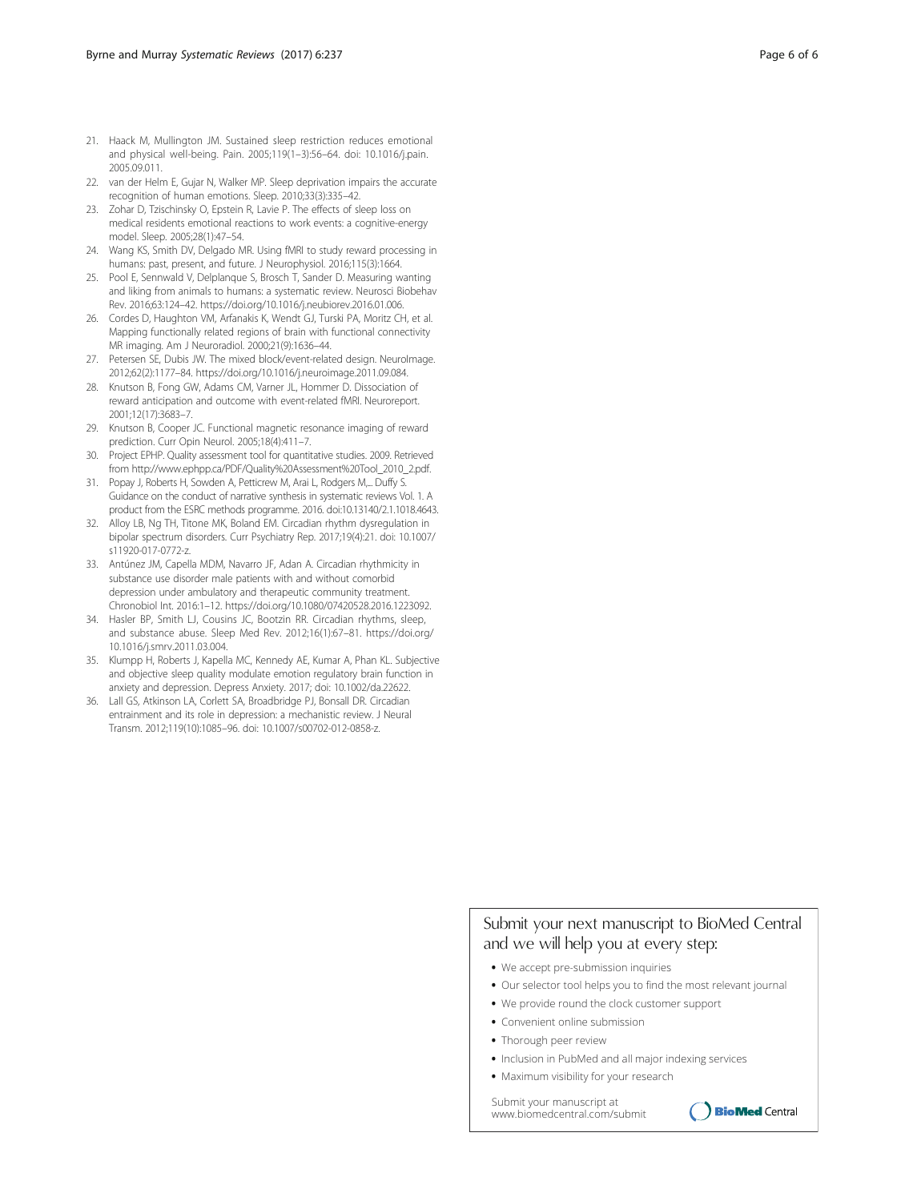21. Haack M, Mullington JM. Sustained sleep restriction reduces emotional and physical well-being. Pain. 2005;119(1–3):56–64. doi: 10.1016/j.pain.2005.09.011.
22. van der Helm E, Gujar N, Walker MP. Sleep deprivation impairs the accurate recognition of human emotions. Sleep. 2010;33(3):335–42.
23. Zohar D, Tzischinsky O, Epstein R, Lavie P. The effects of sleep loss on medical residents emotional reactions to work events: a cognitive-energy model. Sleep. 2005;28(1):47–54.
24. Wang KS, Smith DV, Delgado MR. Using fMRI to study reward processing in humans: past, present, and future. J Neurophysiol. 2016;115(3):1664.
25. Pool E, Sennwald V, Delplanque S, Brosch T, Sander D. Measuring wanting and liking from animals to humans: a systematic review. Neurosci Biobehav Rev. 2016;63:124–42. https://doi.org/10.1016/j.neubiorev.2016.01.006.
26. Cordes D, Haughton VM, Arfanakis K, Wendt GJ, Turski PA, Moritz CH, et al. Mapping functionally related regions of brain with functional connectivity MR imaging. Am J Neuroradiol. 2000;21(9):1636–44.
27. Petersen SE, Dubis JW. The mixed block/event-related design. NeuroImage. 2012;62(2):1177–84. https://doi.org/10.1016/j.neuroimage.2011.09.084.
28. Knutson B, Fong GW, Adams CM, Varner JL, Hommer D. Dissociation of reward anticipation and outcome with event-related fMRI. Neuroreport. 2001;12(17):3683–7.
29. Knutson B, Cooper JC. Functional magnetic resonance imaging of reward prediction. Curr Opin Neurol. 2005;18(4):411–7.
30. Project EPHP. Quality assessment tool for quantitative studies. 2009. Retrieved from http://www.ephpp.ca/PDF/Quality%20Assessment%20Tool_2010_2.pdf.
31. Popay J, Roberts H, Sowden A, Petticrew M, Arai L, Rodgers M,... Duffy S. Guidance on the conduct of narrative synthesis in systematic reviews Vol. 1. A product from the ESRC methods programme. 2016. doi:10.13140/2.1.1018.4643.
32. Alloy LB, Ng TH, Titone MK, Boland EM. Circadian rhythm dysregulation in bipolar spectrum disorders. Curr Psychiatry Rep. 2017;19(4):21. doi: 10.1007/s11920-017-0772-z.
33. Antúnez JM, Capella MDM, Navarro JF, Adan A. Circadian rhythmicity in substance use disorder male patients with and without comorbid depression under ambulatory and therapeutic community treatment. Chronobiol Int. 2016:1–12. https://doi.org/10.1080/07420528.2016.1223092.
34. Hasler BP, Smith LJ, Cousins JC, Bootzin RR. Circadian rhythms, sleep, and substance abuse. Sleep Med Rev. 2012;16(1):67–81. https://doi.org/10.1016/j.smrv.2011.03.004.
35. Klumpp H, Roberts J, Kapella MC, Kennedy AE, Kumar A, Phan KL. Subjective and objective sleep quality modulate emotion regulatory brain function in anxiety and depression. Depress Anxiety. 2017; doi: 10.1002/da.22622.
36. Lall GS, Atkinson LA, Corlett SA, Broadbridge PJ, Bonsall DR. Circadian entrainment and its role in depression: a mechanistic review. J Neural Transm. 2012;119(10):1085–96. doi: 10.1007/s00702-012-0858-z.

Submit your next manuscript to BioMed Central and we will help you at every step:

- We accept pre-submission inquiries
- Our selector tool helps you to find the most relevant journal
- We provide round the clock customer support
- Convenient online submission
- Thorough peer review
- Inclusion in PubMed and all major indexing services
- Maximum visibility for your research

Submit your manuscript at www.biomedcentral.com/submit

BioMed Central